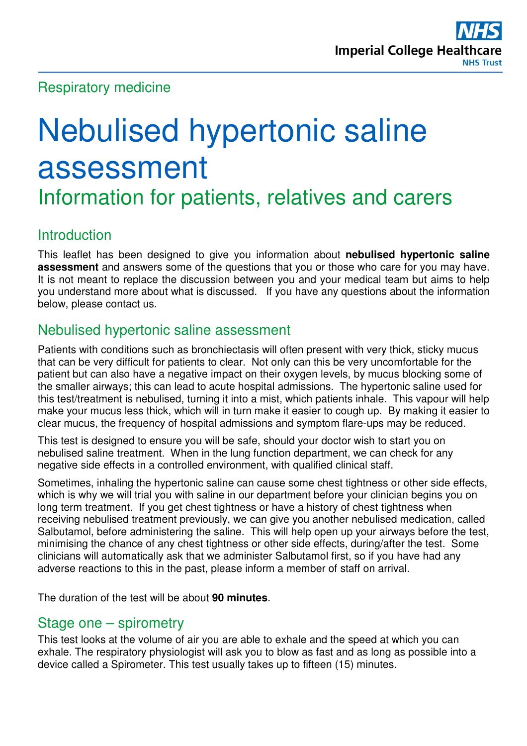Respiratory medicine

# Nebulised hypertonic saline assessment

## Information for patients, relatives and carers

## Introduction

This leaflet has been designed to give you information about **nebulised hypertonic saline assessment** and answers some of the questions that you or those who care for you may have. It is not meant to replace the discussion between you and your medical team but aims to help you understand more about what is discussed. If you have any questions about the information below, please contact us.

## Nebulised hypertonic saline assessment

Patients with conditions such as bronchiectasis will often present with very thick, sticky mucus that can be very difficult for patients to clear. Not only can this be very uncomfortable for the patient but can also have a negative impact on their oxygen levels, by mucus blocking some of the smaller airways; this can lead to acute hospital admissions. The hypertonic saline used for this test/treatment is nebulised, turning it into a mist, which patients inhale. This vapour will help make your mucus less thick, which will in turn make it easier to cough up. By making it easier to clear mucus, the frequency of hospital admissions and symptom flare-ups may be reduced.

This test is designed to ensure you will be safe, should your doctor wish to start you on nebulised saline treatment. When in the lung function department, we can check for any negative side effects in a controlled environment, with qualified clinical staff.

Sometimes, inhaling the hypertonic saline can cause some chest tightness or other side effects, which is why we will trial you with saline in our department before your clinician begins you on long term treatment. If you get chest tightness or have a history of chest tightness when receiving nebulised treatment previously, we can give you another nebulised medication, called Salbutamol, before administering the saline. This will help open up your airways before the test, minimising the chance of any chest tightness or other side effects, during/after the test. Some clinicians will automatically ask that we administer Salbutamol first, so if you have had any adverse reactions to this in the past, please inform a member of staff on arrival.

The duration of the test will be about **90 minutes**.

## Stage one – spirometry

This test looks at the volume of air you are able to exhale and the speed at which you can exhale. The respiratory physiologist will ask you to blow as fast and as long as possible into a device called a Spirometer. This test usually takes up to fifteen (15) minutes.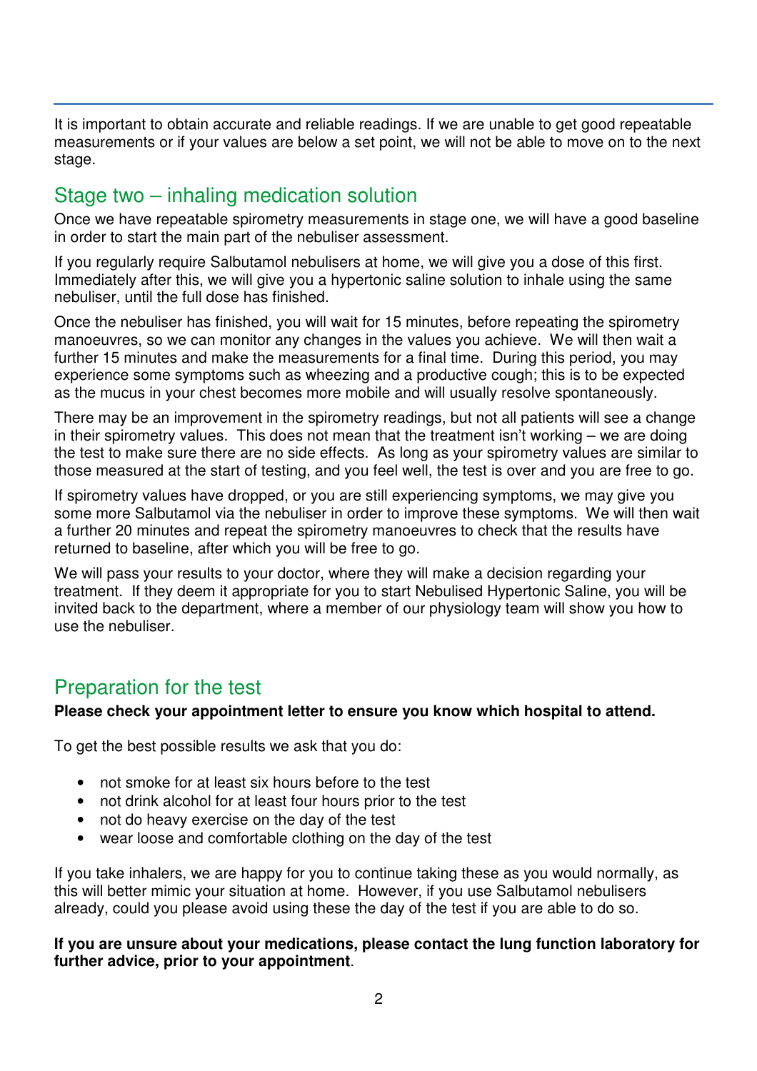It is important to obtain accurate and reliable readings. If we are unable to get good repeatable measurements or if your values are below a set point, we will not be able to move on to the next stage.

## Stage two – inhaling medication solution

Once we have repeatable spirometry measurements in stage one, we will have a good baseline in order to start the main part of the nebuliser assessment.

If you regularly require Salbutamol nebulisers at home, we will give you a dose of this first. Immediately after this, we will give you a hypertonic saline solution to inhale using the same nebuliser, until the full dose has finished.

Once the nebuliser has finished, you will wait for 15 minutes, before repeating the spirometry manoeuvres, so we can monitor any changes in the values you achieve. We will then wait a further 15 minutes and make the measurements for a final time. During this period, you may experience some symptoms such as wheezing and a productive cough; this is to be expected as the mucus in your chest becomes more mobile and will usually resolve spontaneously.

There may be an improvement in the spirometry readings, but not all patients will see a change in their spirometry values. This does not mean that the treatment isn't working – we are doing the test to make sure there are no side effects. As long as your spirometry values are similar to those measured at the start of testing, and you feel well, the test is over and you are free to go.

If spirometry values have dropped, or you are still experiencing symptoms, we may give you some more Salbutamol via the nebuliser in order to improve these symptoms. We will then wait a further 20 minutes and repeat the spirometry manoeuvres to check that the results have returned to baseline, after which you will be free to go.

We will pass your results to your doctor, where they will make a decision regarding your treatment. If they deem it appropriate for you to start Nebulised Hypertonic Saline, you will be invited back to the department, where a member of our physiology team will show you how to use the nebuliser.

## Preparation for the test

**Please check your appointment letter to ensure you know which hospital to attend.**

To get the best possible results we ask that you do:

- not smoke for at least six hours before to the test
- not drink alcohol for at least four hours prior to the test
- not do heavy exercise on the day of the test
- wear loose and comfortable clothing on the day of the test

If you take inhalers, we are happy for you to continue taking these as you would normally, as this will better mimic your situation at home. However, if you use Salbutamol nebulisers already, could you please avoid using these the day of the test if you are able to do so.

**If you are unsure about your medications, please contact the lung function laboratory for further advice, prior to your appointment**.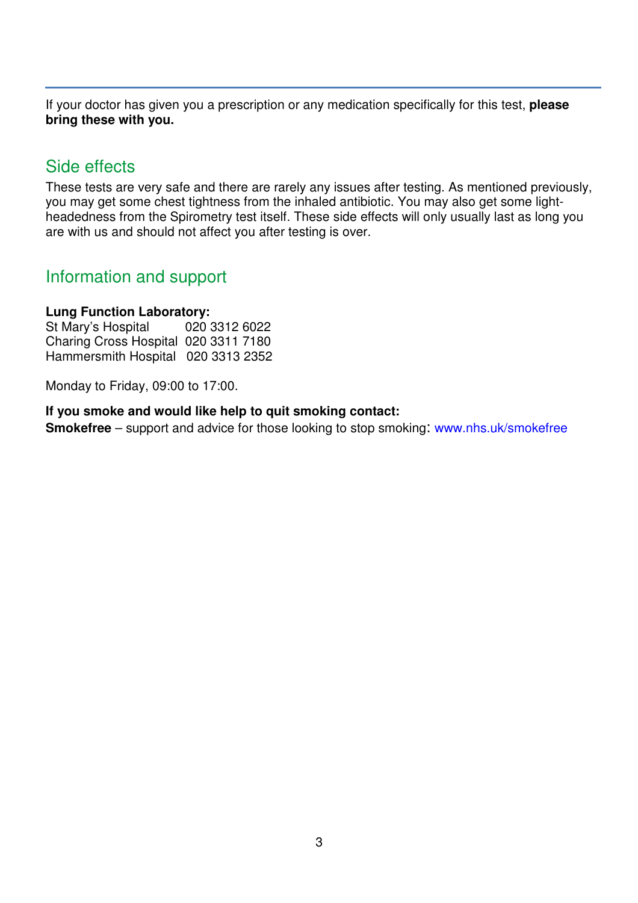If your doctor has given you a prescription or any medication specifically for this test, **please bring these with you.**

## Side effects

These tests are very safe and there are rarely any issues after testing. As mentioned previously, you may get some chest tightness from the inhaled antibiotic. You may also get some light-headedness from the Spirometry test itself. These side effects will only usually last as long you are with us and should not affect you after testing is over.

## Information and support

**Lung Function Laboratory:**
St Mary's Hospital 020 3312 6022
Charing Cross Hospital 020 3311 7180
Hammersmith Hospital 020 3313 2352

Monday to Friday, 09:00 to 17:00.

**If you smoke and would like help to quit smoking contact:**
**Smokefree** – support and advice for those looking to stop smoking: www.nhs.uk/smokefree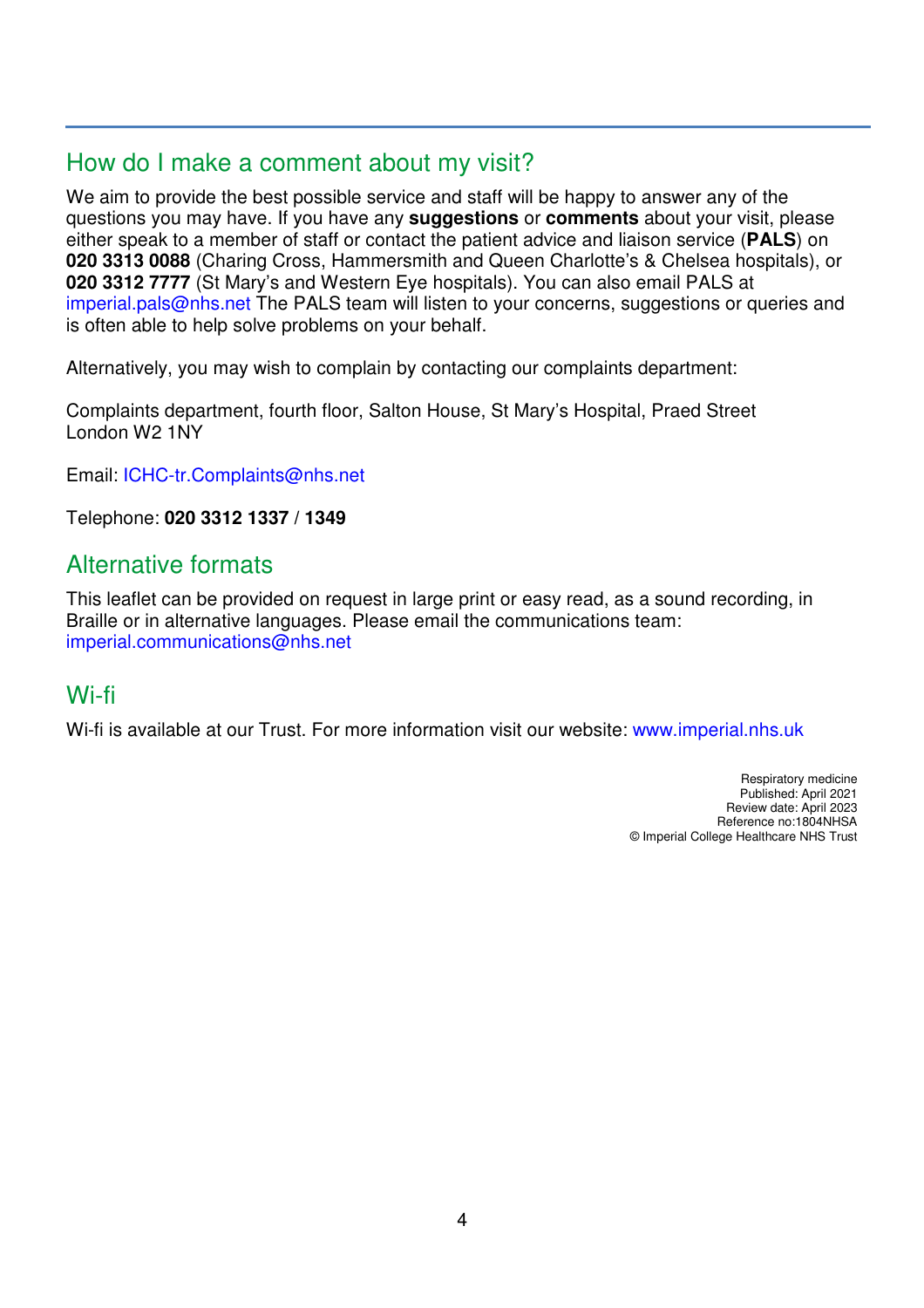## How do I make a comment about my visit?

We aim to provide the best possible service and staff will be happy to answer any of the questions you may have. If you have any **suggestions** or **comments** about your visit, please either speak to a member of staff or contact the patient advice and liaison service (**PALS**) on **020 3313 0088** (Charing Cross, Hammersmith and Queen Charlotte's & Chelsea hospitals), or **020 3312 7777** (St Mary's and Western Eye hospitals). You can also email PALS at imperial.pals@nhs.net The PALS team will listen to your concerns, suggestions or queries and is often able to help solve problems on your behalf.

Alternatively, you may wish to complain by contacting our complaints department:

Complaints department, fourth floor, Salton House, St Mary's Hospital, Praed Street
London W2 1NY

Email: ICHC-tr.Complaints@nhs.net

Telephone: **020 3312 1337** / **1349**

## Alternative formats

This leaflet can be provided on request in large print or easy read, as a sound recording, in Braille or in alternative languages. Please email the communications team: imperial.communications@nhs.net

## Wi-fi

Wi-fi is available at our Trust. For more information visit our website: www.imperial.nhs.uk

Respiratory medicine
Published: April 2021
Review date: April 2023
Reference no:1804NHSA
© Imperial College Healthcare NHS Trust